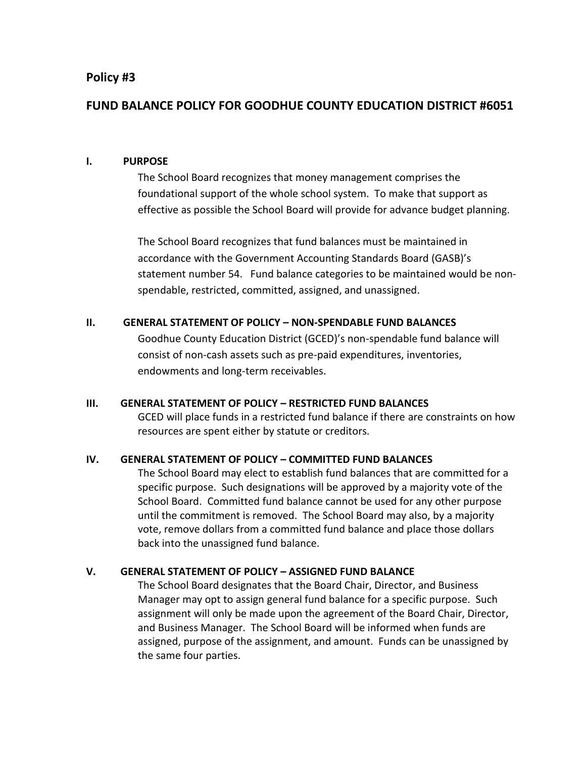## Policy #3

## FUND BALANCE POLICY FOR GOODHUE COUNTY EDUCATION DISTRICT #6051

### I. PURPOSE

The School Board recognizes that money management comprises the foundational support of the whole school system. To make that support as effective as possible the School Board will provide for advance budget planning.

The School Board recognizes that fund balances must be maintained in accordance with the Government Accounting Standards Board (GASB)'s statement number 54. Fund balance categories to be maintained would be non-spendable, restricted, committed, assigned, and unassigned.

### II. GENERAL STATEMENT OF POLICY – NON-SPENDABLE FUND BALANCES

Goodhue County Education District (GCED)'s non-spendable fund balance will consist of non-cash assets such as pre-paid expenditures, inventories, endowments and long-term receivables.

### III. GENERAL STATEMENT OF POLICY – RESTRICTED FUND BALANCES

GCED will place funds in a restricted fund balance if there are constraints on how resources are spent either by statute or creditors.

### IV. GENERAL STATEMENT OF POLICY – COMMITTED FUND BALANCES

The School Board may elect to establish fund balances that are committed for a specific purpose. Such designations will be approved by a majority vote of the School Board. Committed fund balance cannot be used for any other purpose until the commitment is removed. The School Board may also, by a majority vote, remove dollars from a committed fund balance and place those dollars back into the unassigned fund balance.

### V. GENERAL STATEMENT OF POLICY – ASSIGNED FUND BALANCE

The School Board designates that the Board Chair, Director, and Business Manager may opt to assign general fund balance for a specific purpose. Such assignment will only be made upon the agreement of the Board Chair, Director, and Business Manager. The School Board will be informed when funds are assigned, purpose of the assignment, and amount. Funds can be unassigned by the same four parties.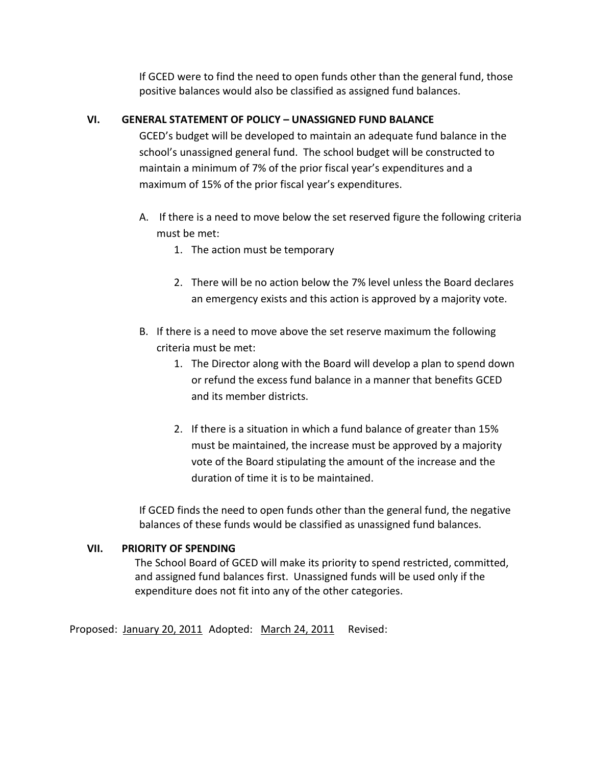If GCED were to find the need to open funds other than the general fund, those positive balances would also be classified as assigned fund balances.

## VI. GENERAL STATEMENT OF POLICY – UNASSIGNED FUND BALANCE

GCED's budget will be developed to maintain an adequate fund balance in the school's unassigned general fund. The school budget will be constructed to maintain a minimum of 7% of the prior fiscal year's expenditures and a maximum of 15% of the prior fiscal year's expenditures.

A. If there is a need to move below the set reserved figure the following criteria must be met:

  1. The action must be temporary

  2. There will be no action below the 7% level unless the Board declares an emergency exists and this action is approved by a majority vote.

B. If there is a need to move above the set reserve maximum the following criteria must be met:

  1. The Director along with the Board will develop a plan to spend down or refund the excess fund balance in a manner that benefits GCED and its member districts.

  2. If there is a situation in which a fund balance of greater than 15% must be maintained, the increase must be approved by a majority vote of the Board stipulating the amount of the increase and the duration of time it is to be maintained.

If GCED finds the need to open funds other than the general fund, the negative balances of these funds would be classified as unassigned fund balances.

## VII. PRIORITY OF SPENDING

The School Board of GCED will make its priority to spend restricted, committed, and assigned fund balances first. Unassigned funds will be used only if the expenditure does not fit into any of the other categories.

Proposed: January 20, 2011 Adopted: March 24, 2011 Revised: